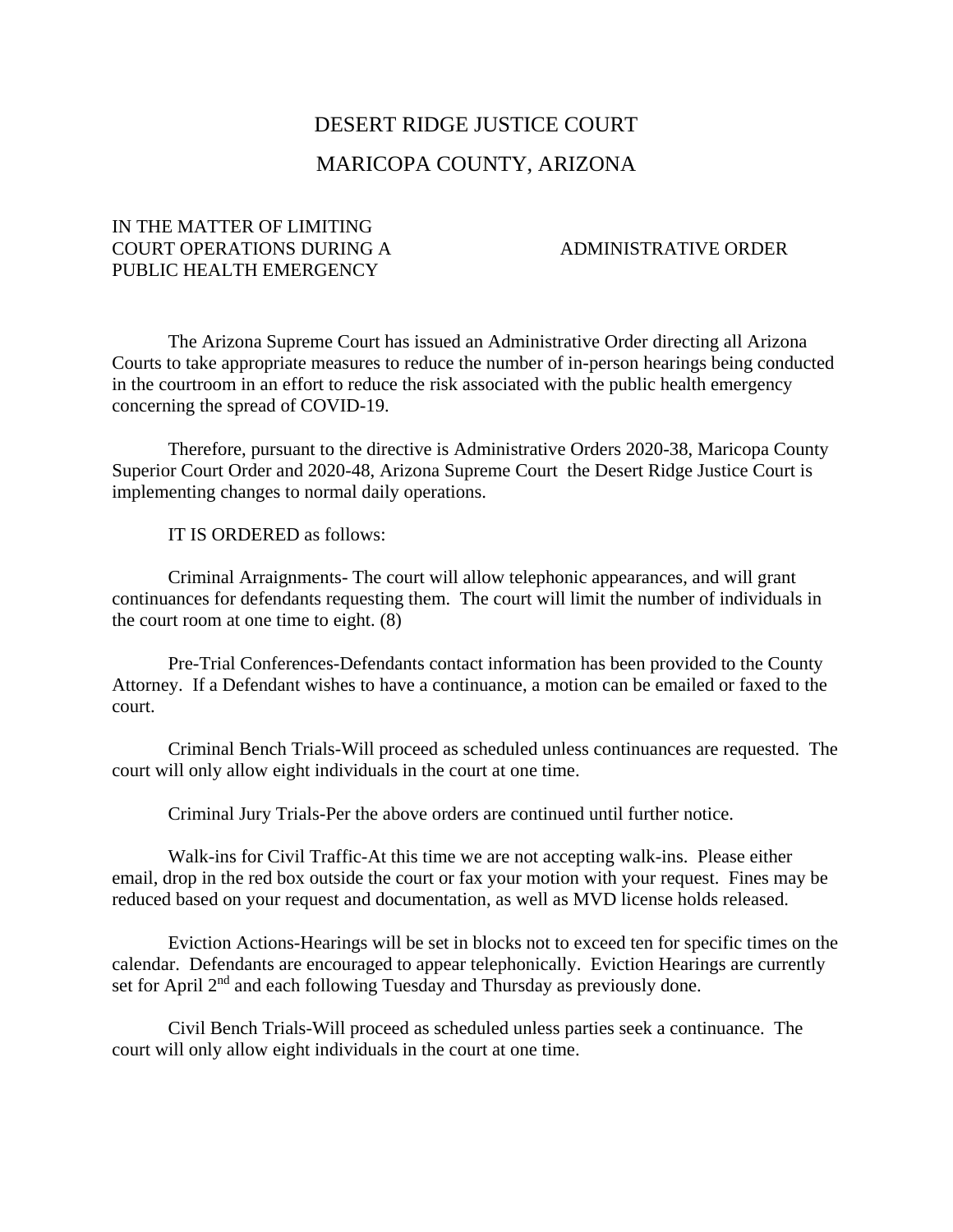# DESERT RIDGE JUSTICE COURT

# MARICOPA COUNTY, ARIZONA

IN THE MATTER OF LIMITING COURT OPERATIONS DURING A PUBLIC HEALTH EMERGENCY

ADMINISTRATIVE ORDER

The Arizona Supreme Court has issued an Administrative Order directing all Arizona Courts to take appropriate measures to reduce the number of in-person hearings being conducted in the courtroom in an effort to reduce the risk associated with the public health emergency concerning the spread of COVID-19.

Therefore, pursuant to the directive is Administrative Orders 2020-38, Maricopa County Superior Court Order and 2020-48, Arizona Supreme Court the Desert Ridge Justice Court is implementing changes to normal daily operations.

IT IS ORDERED as follows:

Criminal Arraignments- The court will allow telephonic appearances, and will grant continuances for defendants requesting them. The court will limit the number of individuals in the court room at one time to eight. (8)

Pre-Trial Conferences-Defendants contact information has been provided to the County Attorney. If a Defendant wishes to have a continuance, a motion can be emailed or faxed to the court.

Criminal Bench Trials-Will proceed as scheduled unless continuances are requested. The court will only allow eight individuals in the court at one time.

Criminal Jury Trials-Per the above orders are continued until further notice.

Walk-ins for Civil Traffic-At this time we are not accepting walk-ins. Please either email, drop in the red box outside the court or fax your motion with your request. Fines may be reduced based on your request and documentation, as well as MVD license holds released.

Eviction Actions-Hearings will be set in blocks not to exceed ten for specific times on the calendar. Defendants are encouraged to appear telephonically. Eviction Hearings are currently set for April 2nd and each following Tuesday and Thursday as previously done.

Civil Bench Trials-Will proceed as scheduled unless parties seek a continuance. The court will only allow eight individuals in the court at one time.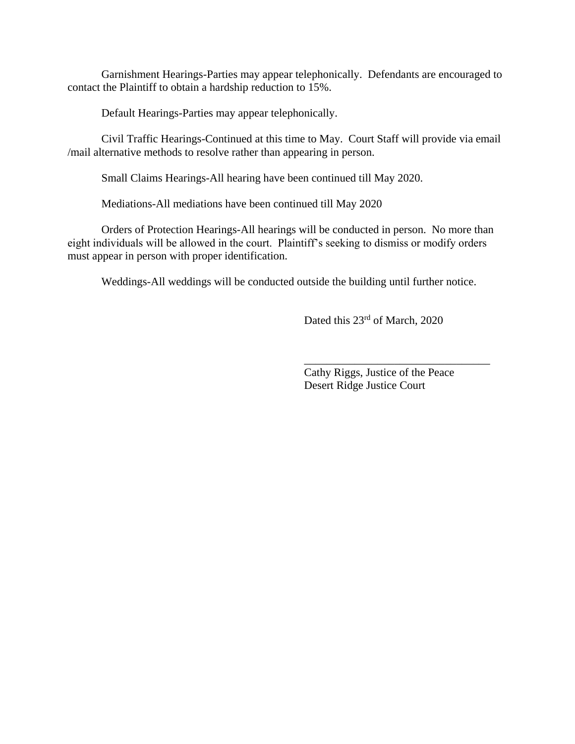Garnishment Hearings-Parties may appear telephonically. Defendants are encouraged to contact the Plaintiff to obtain a hardship reduction to 15%.

Default Hearings-Parties may appear telephonically.

Civil Traffic Hearings-Continued at this time to May. Court Staff will provide via email /mail alternative methods to resolve rather than appearing in person.

Small Claims Hearings-All hearing have been continued till May 2020.

Mediations-All mediations have been continued till May 2020

Orders of Protection Hearings-All hearings will be conducted in person. No more than eight individuals will be allowed in the court. Plaintiff's seeking to dismiss or modify orders must appear in person with proper identification.

Weddings-All weddings will be conducted outside the building until further notice.

Dated this 23rd of March, 2020

\_\_\_\_\_\_\_\_\_\_\_\_\_\_\_\_\_\_\_\_\_\_\_\_\_\_\_\_\_\_\_\_\_

Cathy Riggs, Justice of the Peace
Desert Ridge Justice Court